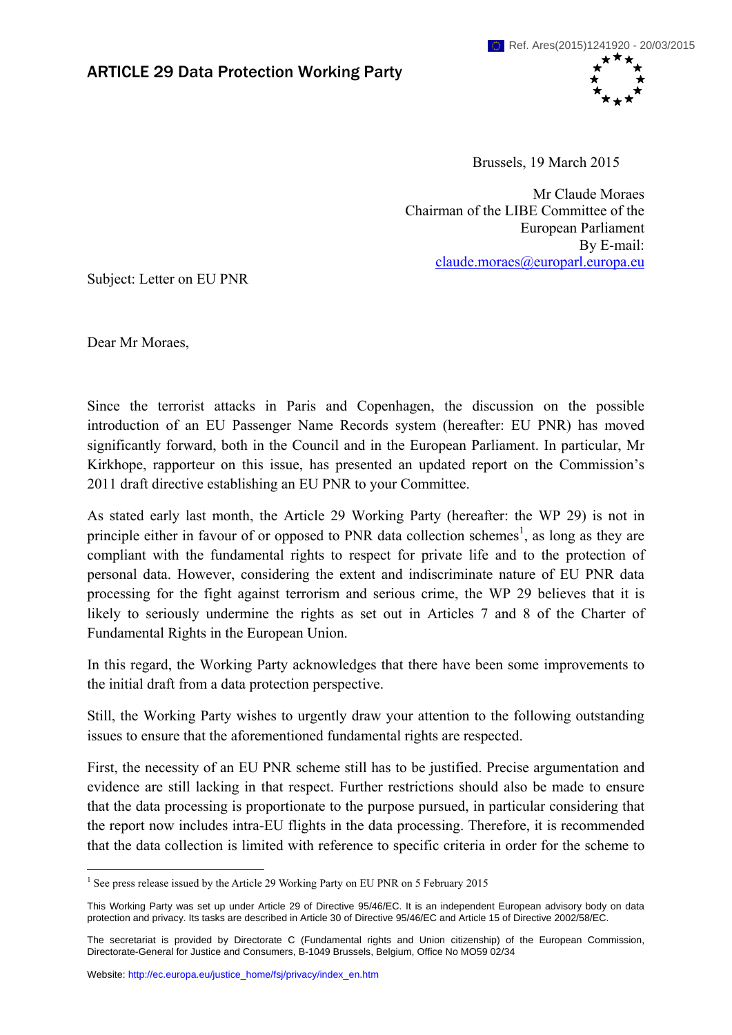Ref. Ares(2015)1241920 - 20/03/2015

# ARTICLE 29 Data Protection Working Party

Brussels, 19 March 2015

Mr Claude Moraes
Chairman of the LIBE Committee of the European Parliament
By E-mail: claude.moraes@europarl.europa.eu

Subject: Letter on EU PNR

Dear Mr Moraes,

Since the terrorist attacks in Paris and Copenhagen, the discussion on the possible introduction of an EU Passenger Name Records system (hereafter: EU PNR) has moved significantly forward, both in the Council and in the European Parliament. In particular, Mr Kirkhope, rapporteur on this issue, has presented an updated report on the Commission's 2011 draft directive establishing an EU PNR to your Committee.

As stated early last month, the Article 29 Working Party (hereafter: the WP 29) is not in principle either in favour of or opposed to PNR data collection schemes[1], as long as they are compliant with the fundamental rights to respect for private life and to the protection of personal data. However, considering the extent and indiscriminate nature of EU PNR data processing for the fight against terrorism and serious crime, the WP 29 believes that it is likely to seriously undermine the rights as set out in Articles 7 and 8 of the Charter of Fundamental Rights in the European Union.

In this regard, the Working Party acknowledges that there have been some improvements to the initial draft from a data protection perspective.

Still, the Working Party wishes to urgently draw your attention to the following outstanding issues to ensure that the aforementioned fundamental rights are respected.

First, the necessity of an EU PNR scheme still has to be justified. Precise argumentation and evidence are still lacking in that respect. Further restrictions should also be made to ensure that the data processing is proportionate to the purpose pursued, in particular considering that the report now includes intra-EU flights in the data processing. Therefore, it is recommended that the data collection is limited with reference to specific criteria in order for the scheme to

[1] See press release issued by the Article 29 Working Party on EU PNR on 5 February 2015

This Working Party was set up under Article 29 of Directive 95/46/EC. It is an independent European advisory body on data protection and privacy. Its tasks are described in Article 30 of Directive 95/46/EC and Article 15 of Directive 2002/58/EC.

The secretariat is provided by Directorate C (Fundamental rights and Union citizenship) of the European Commission, Directorate-General for Justice and Consumers, B-1049 Brussels, Belgium, Office No MO59 02/34

Website: http://ec.europa.eu/justice_home/fsj/privacy/index_en.htm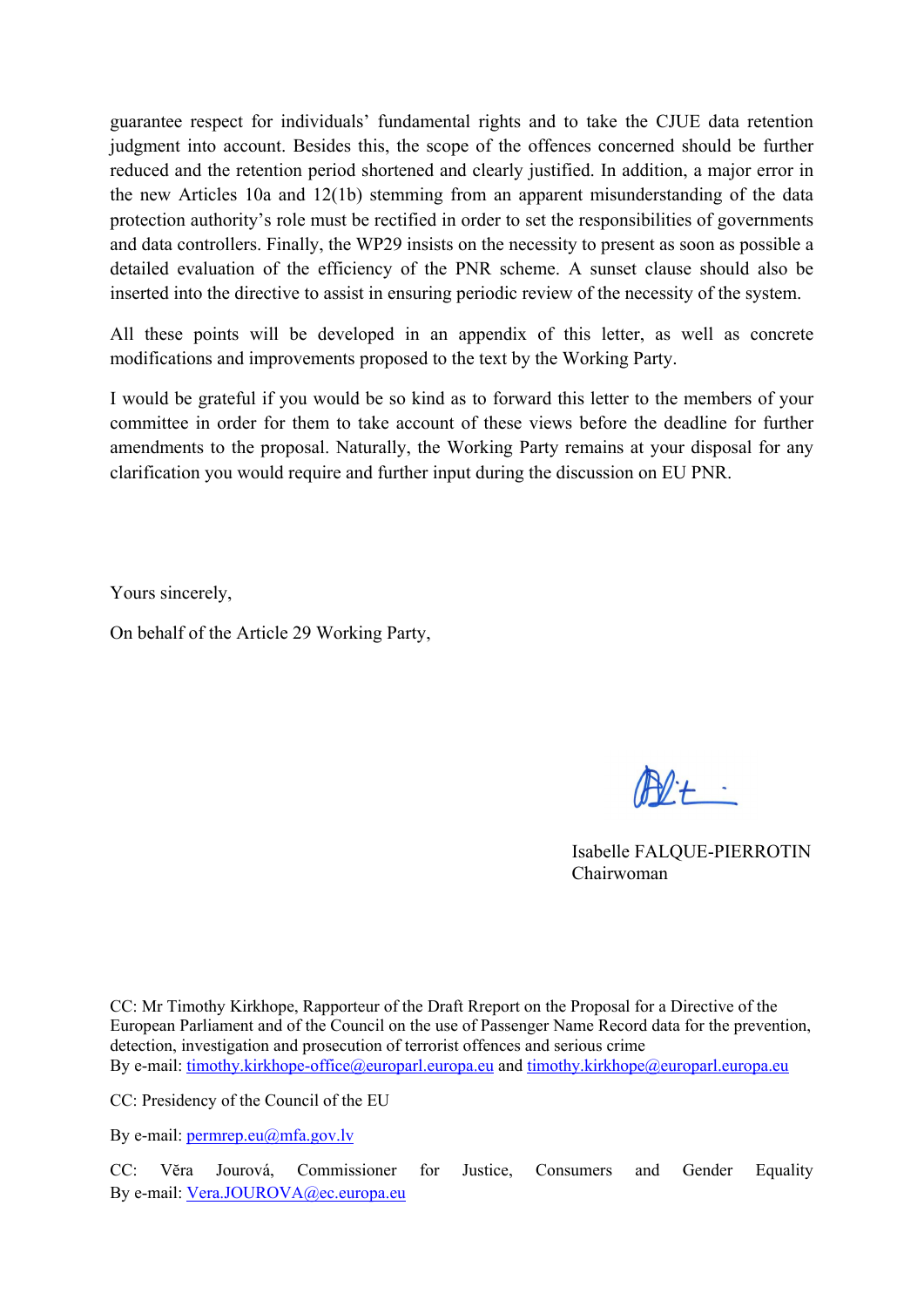guarantee respect for individuals' fundamental rights and to take the CJUE data retention judgment into account. Besides this, the scope of the offences concerned should be further reduced and the retention period shortened and clearly justified. In addition, a major error in the new Articles 10a and 12(1b) stemming from an apparent misunderstanding of the data protection authority's role must be rectified in order to set the responsibilities of governments and data controllers. Finally, the WP29 insists on the necessity to present as soon as possible a detailed evaluation of the efficiency of the PNR scheme. A sunset clause should also be inserted into the directive to assist in ensuring periodic review of the necessity of the system.

All these points will be developed in an appendix of this letter, as well as concrete modifications and improvements proposed to the text by the Working Party.

I would be grateful if you would be so kind as to forward this letter to the members of your committee in order for them to take account of these views before the deadline for further amendments to the proposal. Naturally, the Working Party remains at your disposal for any clarification you would require and further input during the discussion on EU PNR.

Yours sincerely,

On behalf of the Article 29 Working Party,

Isabelle FALQUE-PIERROTIN
Chairwoman

CC: Mr Timothy Kirkhope, Rapporteur of the Draft Rreport on the Proposal for a Directive of the European Parliament and of the Council on the use of Passenger Name Record data for the prevention, detection, investigation and prosecution of terrorist offences and serious crime
By e-mail: timothy.kirkhope-office@europarl.europa.eu and timothy.kirkhope@europarl.europa.eu

CC: Presidency of the Council of the EU

By e-mail: permrep.eu@mfa.gov.lv

CC: Věra Jourová, Commissioner for Justice, Consumers and Gender Equality
By e-mail: Vera.JOUROVA@ec.europa.eu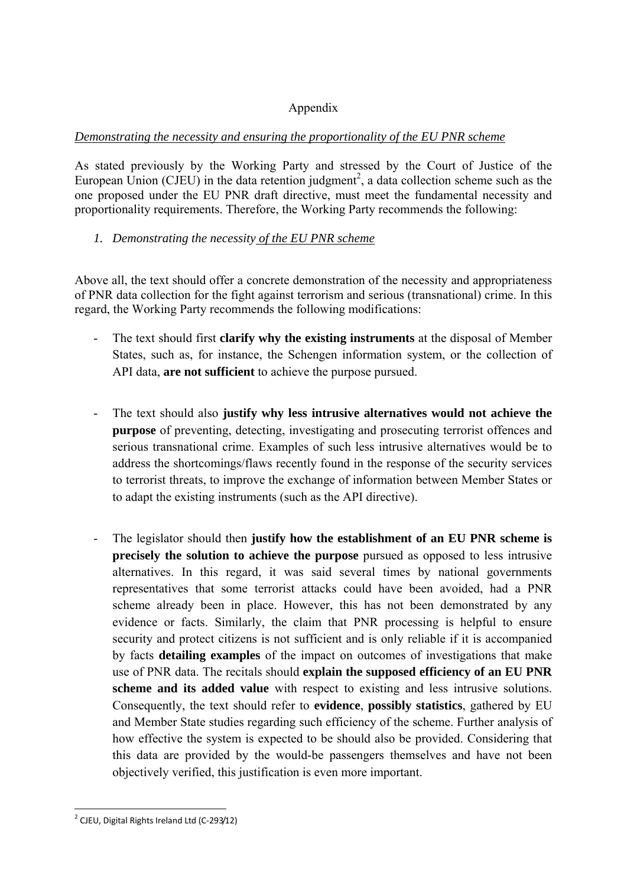Appendix

*Demonstrating the necessity and ensuring the proportionality of the EU PNR scheme*

As stated previously by the Working Party and stressed by the Court of Justice of the European Union (CJEU) in the data retention judgment[2], a data collection scheme such as the one proposed under the EU PNR draft directive, must meet the fundamental necessity and proportionality requirements. Therefore, the Working Party recommends the following:

1. *Demonstrating the necessity of the EU PNR scheme*

Above all, the text should offer a concrete demonstration of the necessity and appropriateness of PNR data collection for the fight against terrorism and serious (transnational) crime. In this regard, the Working Party recommends the following modifications:

- The text should first **clarify why the existing instruments** at the disposal of Member States, such as, for instance, the Schengen information system, or the collection of API data, **are not sufficient** to achieve the purpose pursued.

- The text should also **justify why less intrusive alternatives would not achieve the purpose** of preventing, detecting, investigating and prosecuting terrorist offences and serious transnational crime. Examples of such less intrusive alternatives would be to address the shortcomings/flaws recently found in the response of the security services to terrorist threats, to improve the exchange of information between Member States or to adapt the existing instruments (such as the API directive).

- The legislator should then **justify how the establishment of an EU PNR scheme is precisely the solution to achieve the purpose** pursued as opposed to less intrusive alternatives. In this regard, it was said several times by national governments representatives that some terrorist attacks could have been avoided, had a PNR scheme already been in place. However, this has not been demonstrated by any evidence or facts. Similarly, the claim that PNR processing is helpful to ensure security and protect citizens is not sufficient and is only reliable if it is accompanied by facts **detailing examples** of the impact on outcomes of investigations that make use of PNR data. The recitals should **explain the supposed efficiency of an EU PNR scheme and its added value** with respect to existing and less intrusive solutions. Consequently, the text should refer to **evidence**, **possibly statistics**, gathered by EU and Member State studies regarding such efficiency of the scheme. Further analysis of how effective the system is expected to be should also be provided. Considering that this data are provided by the would-be passengers themselves and have not been objectively verified, this justification is even more important.

[2] CJEU, Digital Rights Ireland Ltd (C-293/12)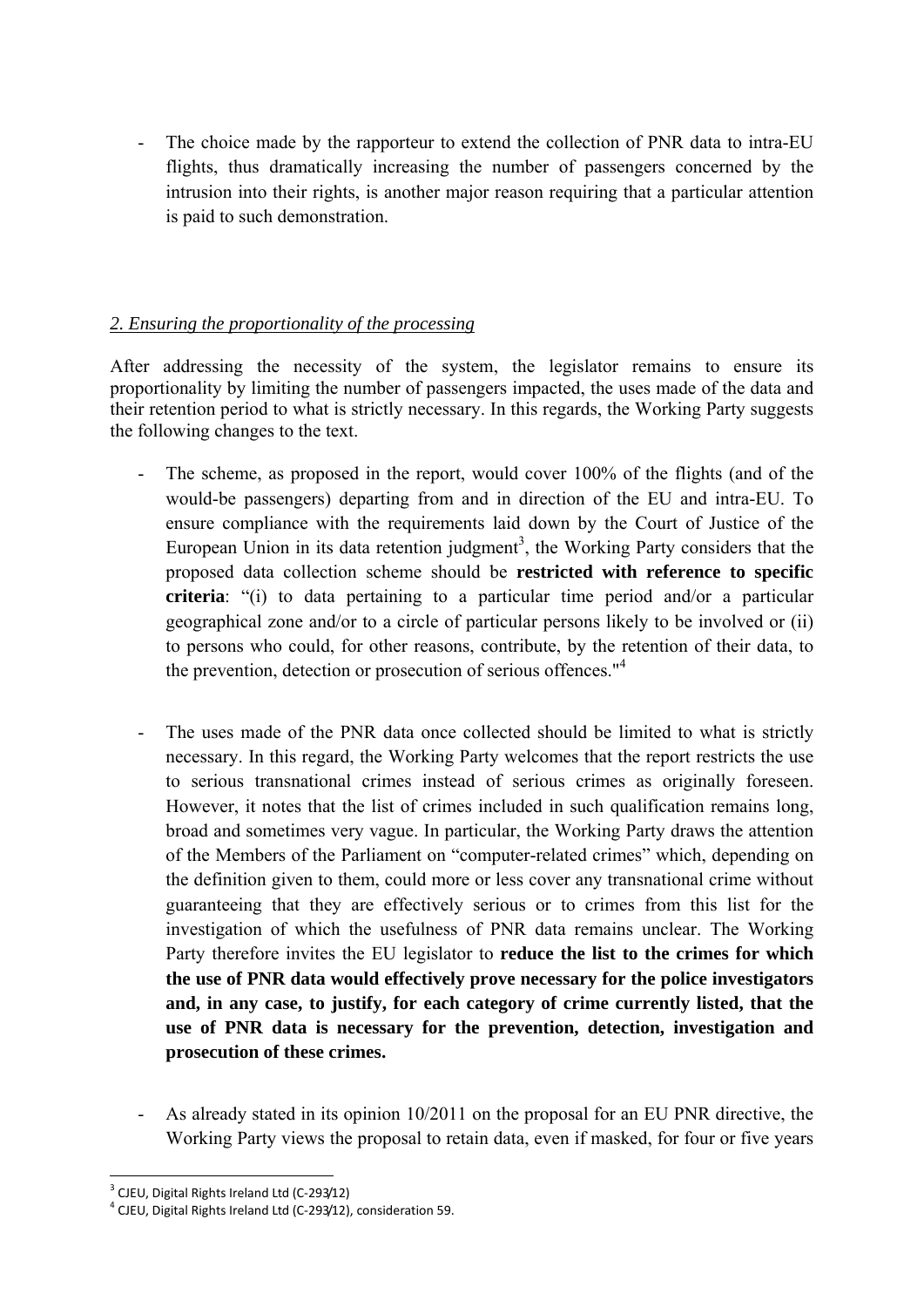- The choice made by the rapporteur to extend the collection of PNR data to intra-EU flights, thus dramatically increasing the number of passengers concerned by the intrusion into their rights, is another major reason requiring that a particular attention is paid to such demonstration.

### *2. Ensuring the proportionality of the processing*

After addressing the necessity of the system, the legislator remains to ensure its proportionality by limiting the number of passengers impacted, the uses made of the data and their retention period to what is strictly necessary. In this regards, the Working Party suggests the following changes to the text.

- The scheme, as proposed in the report, would cover 100% of the flights (and of the would-be passengers) departing from and in direction of the EU and intra-EU. To ensure compliance with the requirements laid down by the Court of Justice of the European Union in its data retention judgment[3], the Working Party considers that the proposed data collection scheme should be **restricted with reference to specific criteria**: "(i) to data pertaining to a particular time period and/or a particular geographical zone and/or to a circle of particular persons likely to be involved or (ii) to persons who could, for other reasons, contribute, by the retention of their data, to the prevention, detection or prosecution of serious offences."[4]

- The uses made of the PNR data once collected should be limited to what is strictly necessary. In this regard, the Working Party welcomes that the report restricts the use to serious transnational crimes instead of serious crimes as originally foreseen. However, it notes that the list of crimes included in such qualification remains long, broad and sometimes very vague. In particular, the Working Party draws the attention of the Members of the Parliament on "computer-related crimes" which, depending on the definition given to them, could more or less cover any transnational crime without guaranteeing that they are effectively serious or to crimes from this list for the investigation of which the usefulness of PNR data remains unclear. The Working Party therefore invites the EU legislator to **reduce the list to the crimes for which the use of PNR data would effectively prove necessary for the police investigators and, in any case, to justify, for each category of crime currently listed, that the use of PNR data is necessary for the prevention, detection, investigation and prosecution of these crimes.**

- As already stated in its opinion 10/2011 on the proposal for an EU PNR directive, the Working Party views the proposal to retain data, even if masked, for four or five years

---

[3] CJEU, Digital Rights Ireland Ltd (C-293/12)

[4] CJEU, Digital Rights Ireland Ltd (C-293/12), consideration 59.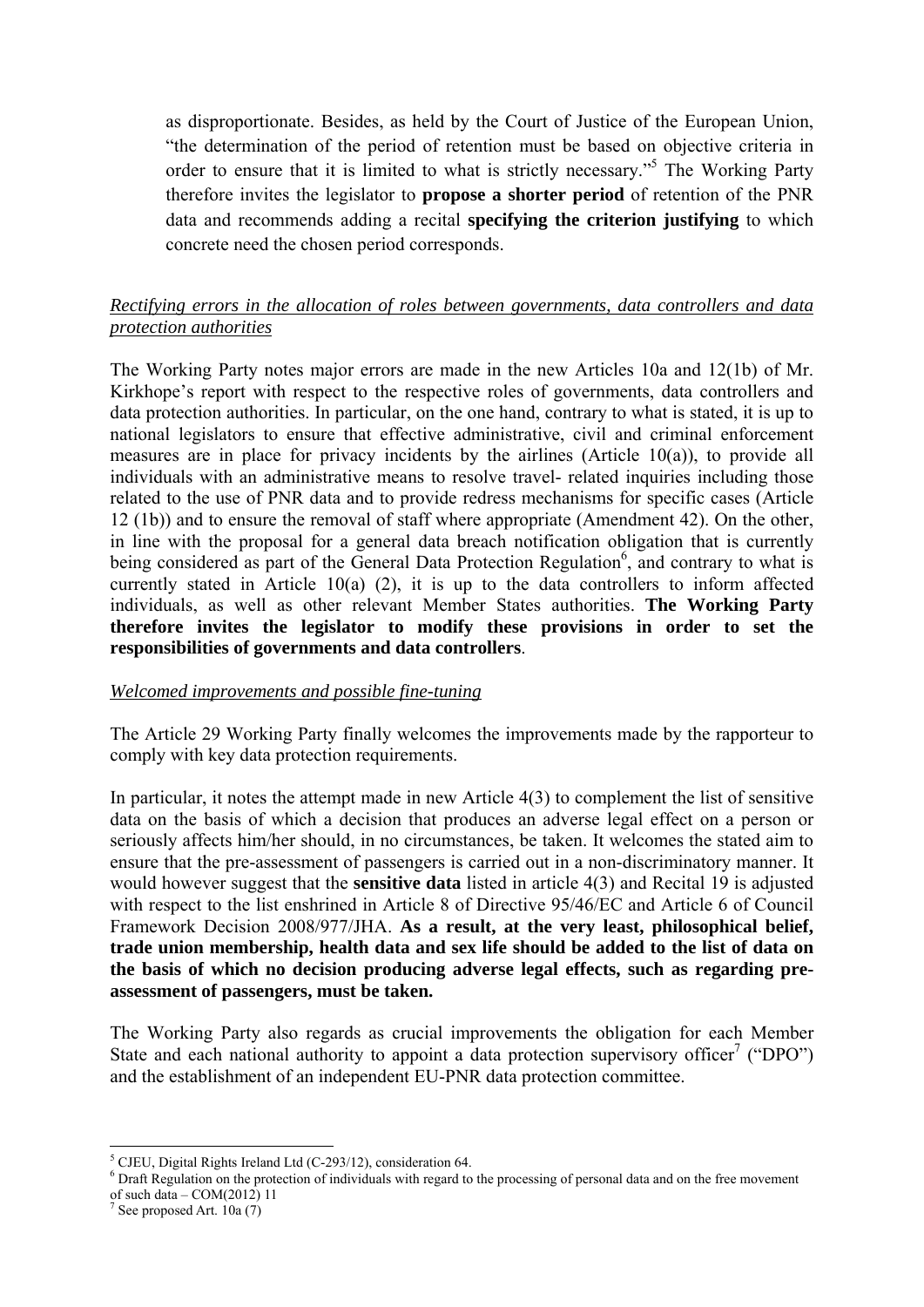as disproportionate. Besides, as held by the Court of Justice of the European Union, "the determination of the period of retention must be based on objective criteria in order to ensure that it is limited to what is strictly necessary."[5] The Working Party therefore invites the legislator to **propose a shorter period** of retention of the PNR data and recommends adding a recital **specifying the criterion justifying** to which concrete need the chosen period corresponds.

*Rectifying errors in the allocation of roles between governments, data controllers and data protection authorities*

The Working Party notes major errors are made in the new Articles 10a and 12(1b) of Mr. Kirkhope's report with respect to the respective roles of governments, data controllers and data protection authorities. In particular, on the one hand, contrary to what is stated, it is up to national legislators to ensure that effective administrative, civil and criminal enforcement measures are in place for privacy incidents by the airlines (Article 10(a)), to provide all individuals with an administrative means to resolve travel- related inquiries including those related to the use of PNR data and to provide redress mechanisms for specific cases (Article 12 (1b)) and to ensure the removal of staff where appropriate (Amendment 42). On the other, in line with the proposal for a general data breach notification obligation that is currently being considered as part of the General Data Protection Regulation[6], and contrary to what is currently stated in Article 10(a) (2), it is up to the data controllers to inform affected individuals, as well as other relevant Member States authorities. **The Working Party therefore invites the legislator to modify these provisions in order to set the responsibilities of governments and data controllers**.

*Welcomed improvements and possible fine-tuning*

The Article 29 Working Party finally welcomes the improvements made by the rapporteur to comply with key data protection requirements.

In particular, it notes the attempt made in new Article 4(3) to complement the list of sensitive data on the basis of which a decision that produces an adverse legal effect on a person or seriously affects him/her should, in no circumstances, be taken. It welcomes the stated aim to ensure that the pre-assessment of passengers is carried out in a non-discriminatory manner. It would however suggest that the **sensitive data** listed in article 4(3) and Recital 19 is adjusted with respect to the list enshrined in Article 8 of Directive 95/46/EC and Article 6 of Council Framework Decision 2008/977/JHA. **As a result, at the very least, philosophical belief, trade union membership, health data and sex life should be added to the list of data on the basis of which no decision producing adverse legal effects, such as regarding pre-assessment of passengers, must be taken.**

The Working Party also regards as crucial improvements the obligation for each Member State and each national authority to appoint a data protection supervisory officer[7] ("DPO") and the establishment of an independent EU-PNR data protection committee.

---

[5] CJEU, Digital Rights Ireland Ltd (C-293/12), consideration 64.

[6] Draft Regulation on the protection of individuals with regard to the processing of personal data and on the free movement of such data – COM(2012) 11

[7] See proposed Art. 10a (7)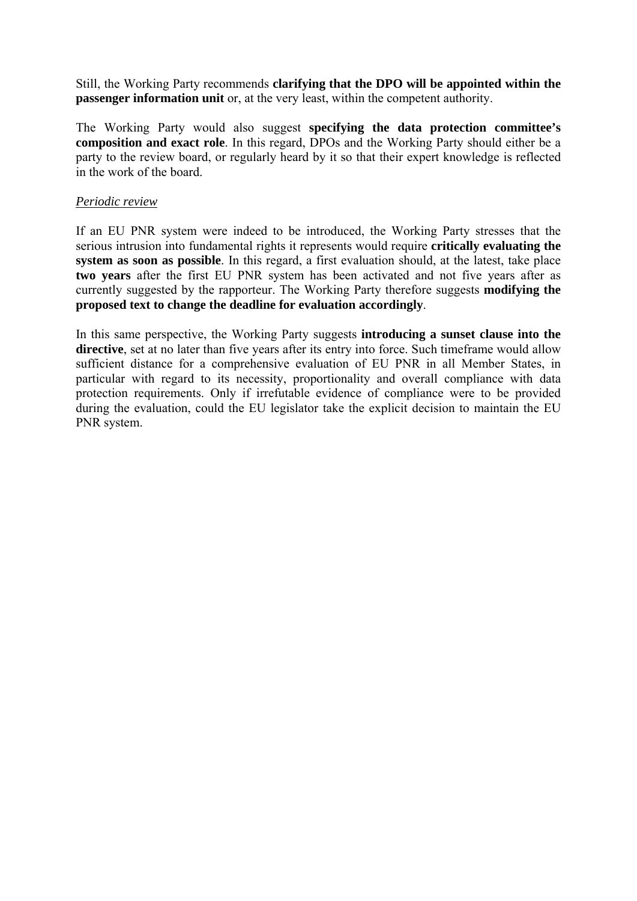Still, the Working Party recommends **clarifying that the DPO will be appointed within the passenger information unit** or, at the very least, within the competent authority.

The Working Party would also suggest **specifying the data protection committee's composition and exact role**. In this regard, DPOs and the Working Party should either be a party to the review board, or regularly heard by it so that their expert knowledge is reflected in the work of the board.

*Periodic review*

If an EU PNR system were indeed to be introduced, the Working Party stresses that the serious intrusion into fundamental rights it represents would require **critically evaluating the system as soon as possible**. In this regard, a first evaluation should, at the latest, take place **two years** after the first EU PNR system has been activated and not five years after as currently suggested by the rapporteur. The Working Party therefore suggests **modifying the proposed text to change the deadline for evaluation accordingly**.

In this same perspective, the Working Party suggests **introducing a sunset clause into the directive**, set at no later than five years after its entry into force. Such timeframe would allow sufficient distance for a comprehensive evaluation of EU PNR in all Member States, in particular with regard to its necessity, proportionality and overall compliance with data protection requirements. Only if irrefutable evidence of compliance were to be provided during the evaluation, could the EU legislator take the explicit decision to maintain the EU PNR system.